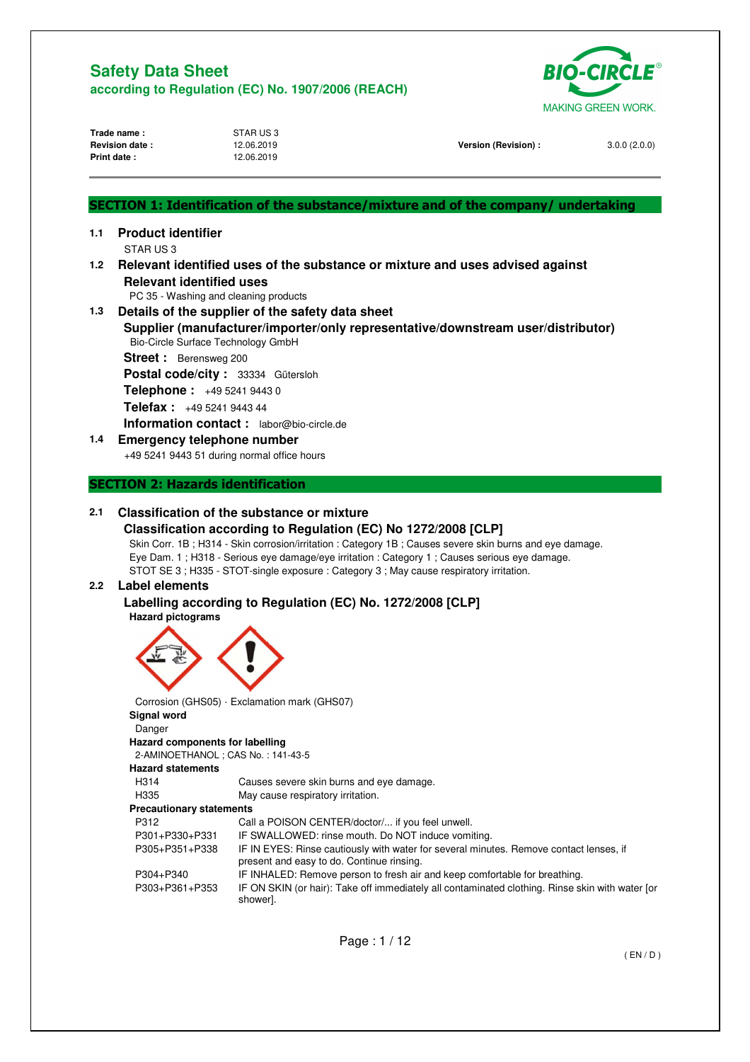# Safety Data Sheet

**according to Regulation (EC) No. 1907/2006 (REACH)**

| | | | |
|---|---|---|---|
| **Trade name :** | STAR US 3 | | |
| **Revision date :** | 12.06.2019 | **Version (Revision) :** | 3.0.0 (2.0.0) |
| **Print date :** | 12.06.2019 | | |

## SECTION 1: Identification of the substance/mixture and of the company/ undertaking

### 1.1 Product identifier

STAR US 3

### 1.2 Relevant identified uses of the substance or mixture and uses advised against

**Relevant identified uses**

PC 35 - Washing and cleaning products

### 1.3 Details of the supplier of the safety data sheet

**Supplier (manufacturer/importer/only representative/downstream user/distributor)**

Bio-Circle Surface Technology GmbH

**Street :** Berensweg 200

**Postal code/city :** 33334 Gütersloh

**Telephone :** +49 5241 9443 0

**Telefax :** +49 5241 9443 44

**Information contact :** labor@bio-circle.de

### 1.4 Emergency telephone number

+49 5241 9443 51 during normal office hours

## SECTION 2: Hazards identification

### 2.1 Classification of the substance or mixture

**Classification according to Regulation (EC) No 1272/2008 [CLP]**

Skin Corr. 1B ; H314 - Skin corrosion/irritation : Category 1B ; Causes severe skin burns and eye damage.
Eye Dam. 1 ; H318 - Serious eye damage/eye irritation : Category 1 ; Causes serious eye damage.
STOT SE 3 ; H335 - STOT-single exposure : Category 3 ; May cause respiratory irritation.

### 2.2 Label elements

**Labelling according to Regulation (EC) No. 1272/2008 [CLP]**

**Hazard pictograms**

Corrosion (GHS05) · Exclamation mark (GHS07)

**Signal word**

Danger

**Hazard components for labelling**

2-AMINOETHANOL ; CAS No. : 141-43-5

**Hazard statements**

| | |
|---|---|
| H314 | Causes severe skin burns and eye damage. |
| H335 | May cause respiratory irritation. |

**Precautionary statements**

| | |
|---|---|
| P312 | Call a POISON CENTER/doctor/... if you feel unwell. |
| P301+P330+P331 | IF SWALLOWED: rinse mouth. Do NOT induce vomiting. |
| P305+P351+P338 | IF IN EYES: Rinse cautiously with water for several minutes. Remove contact lenses, if present and easy to do. Continue rinsing. |
| P304+P340 | IF INHALED: Remove person to fresh air and keep comfortable for breathing. |
| P303+P361+P353 | IF ON SKIN (or hair): Take off immediately all contaminated clothing. Rinse skin with water [or shower]. |

( EN / D )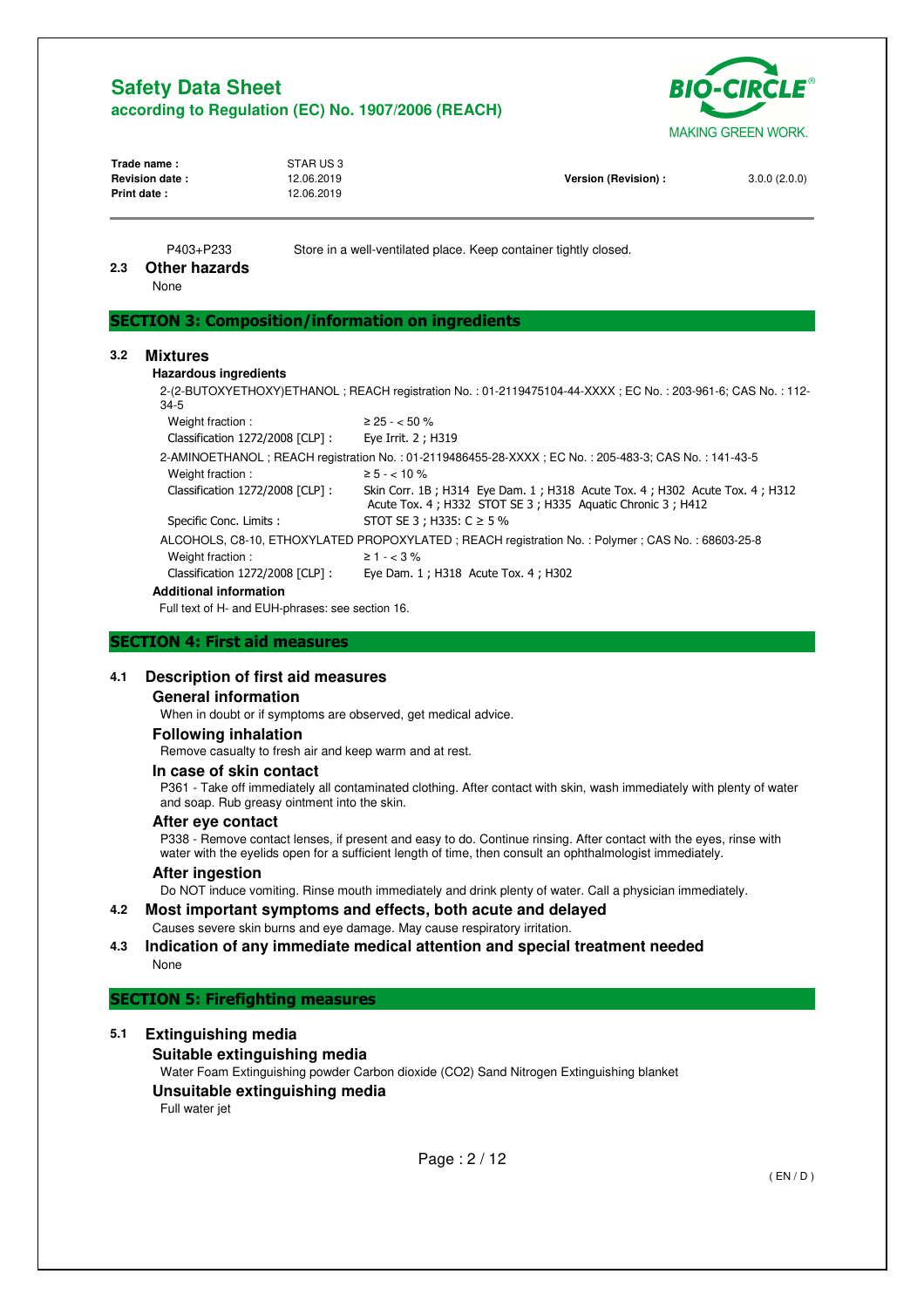P403+P233 Store in a well-ventilated place. Keep container tightly closed.

### 2.3 Other hazards

None

## SECTION 3: Composition/information on ingredients

### 3.2 Mixtures

**Hazardous ingredients**

2-(2-BUTOXYETHOXY)ETHANOL ; REACH registration No. : 01-2119475104-44-XXXX ; EC No. : 203-961-6; CAS No. : 112-34-5

| | |
|---|---|
| Weight fraction : | ≥ 25 - < 50 % |
| Classification 1272/2008 [CLP] : | Eye Irrit. 2 ; H319 |

2-AMINOETHANOL ; REACH registration No. : 01-2119486455-28-XXXX ; EC No. : 205-483-3; CAS No. : 141-43-5

| | |
|---|---|
| Weight fraction : | ≥ 5 - < 10 % |
| Classification 1272/2008 [CLP] : | Skin Corr. 1B ; H314 Eye Dam. 1 ; H318 Acute Tox. 4 ; H302 Acute Tox. 4 ; H312 Acute Tox. 4 ; H332 STOT SE 3 ; H335 Aquatic Chronic 3 ; H412 |
| Specific Conc. Limits : | STOT SE 3 ; H335: C ≥ 5 % |

ALCOHOLS, C8-10, ETHOXYLATED PROPOXYLATED ; REACH registration No. : Polymer ; CAS No. : 68603-25-8

| | |
|---|---|
| Weight fraction : | ≥ 1 - < 3 % |
| Classification 1272/2008 [CLP] : | Eye Dam. 1 ; H318 Acute Tox. 4 ; H302 |

**Additional information**

Full text of H- and EUH-phrases: see section 16.

## SECTION 4: First aid measures

### 4.1 Description of first aid measures

#### General information

When in doubt or if symptoms are observed, get medical advice.

#### Following inhalation

Remove casualty to fresh air and keep warm and at rest.

#### In case of skin contact

P361 - Take off immediately all contaminated clothing. After contact with skin, wash immediately with plenty of water and soap. Rub greasy ointment into the skin.

#### After eye contact

P338 - Remove contact lenses, if present and easy to do. Continue rinsing. After contact with the eyes, rinse with water with the eyelids open for a sufficient length of time, then consult an ophthalmologist immediately.

#### After ingestion

Do NOT induce vomiting. Rinse mouth immediately and drink plenty of water. Call a physician immediately.

### 4.2 Most important symptoms and effects, both acute and delayed

Causes severe skin burns and eye damage. May cause respiratory irritation.

### 4.3 Indication of any immediate medical attention and special treatment needed

None

## SECTION 5: Firefighting measures

### 5.1 Extinguishing media

#### Suitable extinguishing media

Water Foam Extinguishing powder Carbon dioxide ($CO_2$) Sand Nitrogen Extinguishing blanket

#### Unsuitable extinguishing media

Full water jet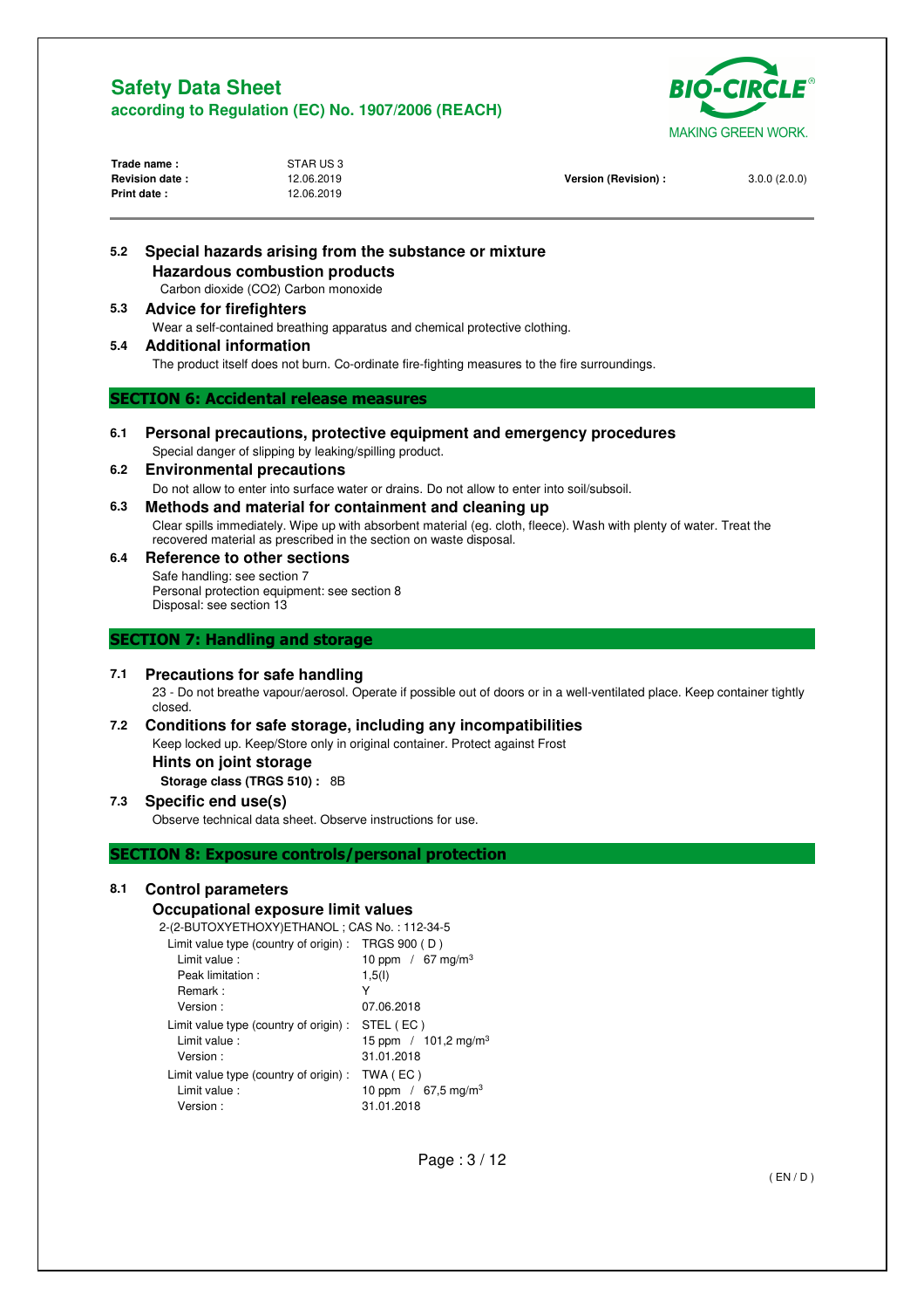### 5.2 Special hazards arising from the substance or mixture

**Hazardous combustion products**

Carbon dioxide ($CO_2$) Carbon monoxide

### 5.3 Advice for firefighters

Wear a self-contained breathing apparatus and chemical protective clothing.

### 5.4 Additional information

The product itself does not burn. Co-ordinate fire-fighting measures to the fire surroundings.

## SECTION 6: Accidental release measures

### 6.1 Personal precautions, protective equipment and emergency procedures

Special danger of slipping by leaking/spilling product.

### 6.2 Environmental precautions

Do not allow to enter into surface water or drains. Do not allow to enter into soil/subsoil.

### 6.3 Methods and material for containment and cleaning up

Clear spills immediately. Wipe up with absorbent material (eg. cloth, fleece). Wash with plenty of water. Treat the recovered material as prescribed in the section on waste disposal.

### 6.4 Reference to other sections

Safe handling: see section 7
Personal protection equipment: see section 8
Disposal: see section 13

## SECTION 7: Handling and storage

### 7.1 Precautions for safe handling

23 - Do not breathe vapour/aerosol. Operate if possible out of doors or in a well-ventilated place. Keep container tightly closed.

### 7.2 Conditions for safe storage, including any incompatibilities

Keep locked up. Keep/Store only in original container. Protect against Frost

**Hints on joint storage**

**Storage class (TRGS 510) :** 8B

### 7.3 Specific end use(s)

Observe technical data sheet. Observe instructions for use.

## SECTION 8: Exposure controls/personal protection

### 8.1 Control parameters

**Occupational exposure limit values**

2-(2-BUTOXYETHOXY)ETHANOL ; CAS No. : 112-34-5

| | |
|---|---|
| Limit value type (country of origin) : | TRGS 900 ( D ) |
| Limit value : | 10 ppm / 67 mg/m³ |
| Peak limitation : | 1,5(I) |
| Remark : | Y |
| Version : | 07.06.2018 |
| Limit value type (country of origin) : | STEL ( EC ) |
| Limit value : | 15 ppm / 101,2 mg/m³ |
| Version : | 31.01.2018 |
| Limit value type (country of origin) : | TWA ( EC ) |
| Limit value : | 10 ppm / 67,5 mg/m³ |
| Version : | 31.01.2018 |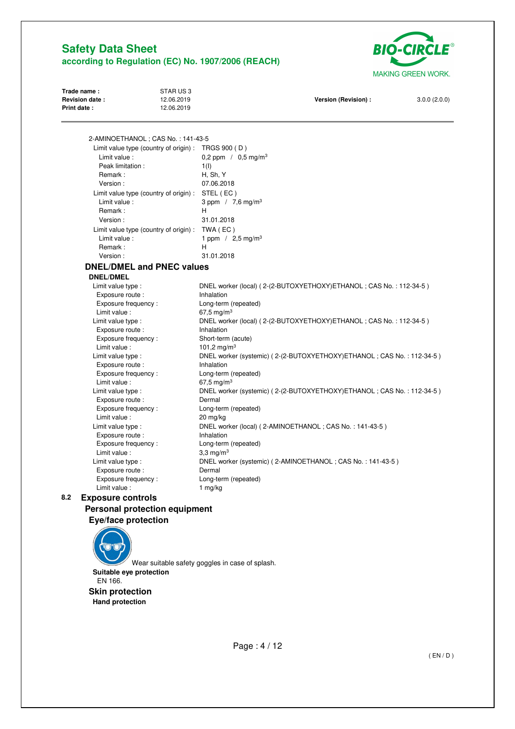2-AMINOETHANOL ; CAS No. : 141-43-5

| | |
|---|---|
| Limit value type (country of origin) : | TRGS 900 ( D ) |
| Limit value : | 0,2 ppm / 0,5 mg/m³ |
| Peak limitation : | 1(I) |
| Remark : | H, Sh, Y |
| Version : | 07.06.2018 |
| Limit value type (country of origin) : | STEL ( EC ) |
| Limit value : | 3 ppm / 7,6 mg/m³ |
| Remark : | H |
| Version : | 31.01.2018 |
| Limit value type (country of origin) : | TWA ( EC ) |
| Limit value : | 1 ppm / 2,5 mg/m³ |
| Remark : | H |
| Version : | 31.01.2018 |

### DNEL/DMEL and PNEC values

**DNEL/DMEL**

| | |
|---|---|
| Limit value type : | DNEL worker (local) ( 2-(2-BUTOXYETHOXY)ETHANOL ; CAS No. : 112-34-5 ) |
| Exposure route : | Inhalation |
| Exposure frequency : | Long-term (repeated) |
| Limit value : | 67,5 mg/m³ |
| Limit value type : | DNEL worker (local) ( 2-(2-BUTOXYETHOXY)ETHANOL ; CAS No. : 112-34-5 ) |
| Exposure route : | Inhalation |
| Exposure frequency : | Short-term (acute) |
| Limit value : | 101,2 mg/m³ |
| Limit value type : | DNEL worker (systemic) ( 2-(2-BUTOXYETHOXY)ETHANOL ; CAS No. : 112-34-5 ) |
| Exposure route : | Inhalation |
| Exposure frequency : | Long-term (repeated) |
| Limit value : | 67,5 mg/m³ |
| Limit value type : | DNEL worker (systemic) ( 2-(2-BUTOXYETHOXY)ETHANOL ; CAS No. : 112-34-5 ) |
| Exposure route : | Dermal |
| Exposure frequency : | Long-term (repeated) |
| Limit value : | 20 mg/kg |
| Limit value type : | DNEL worker (local) ( 2-AMINOETHANOL ; CAS No. : 141-43-5 ) |
| Exposure route : | Inhalation |
| Exposure frequency : | Long-term (repeated) |
| Limit value : | 3,3 mg/m³ |
| Limit value type : | DNEL worker (systemic) ( 2-AMINOETHANOL ; CAS No. : 141-43-5 ) |
| Exposure route : | Dermal |
| Exposure frequency : | Long-term (repeated) |
| Limit value : | 1 mg/kg |

## 8.2 Exposure controls

### Personal protection equipment

### Eye/face protection

Wear suitable safety goggles in case of splash.

**Suitable eye protection**

EN 166.

### Skin protection

**Hand protection**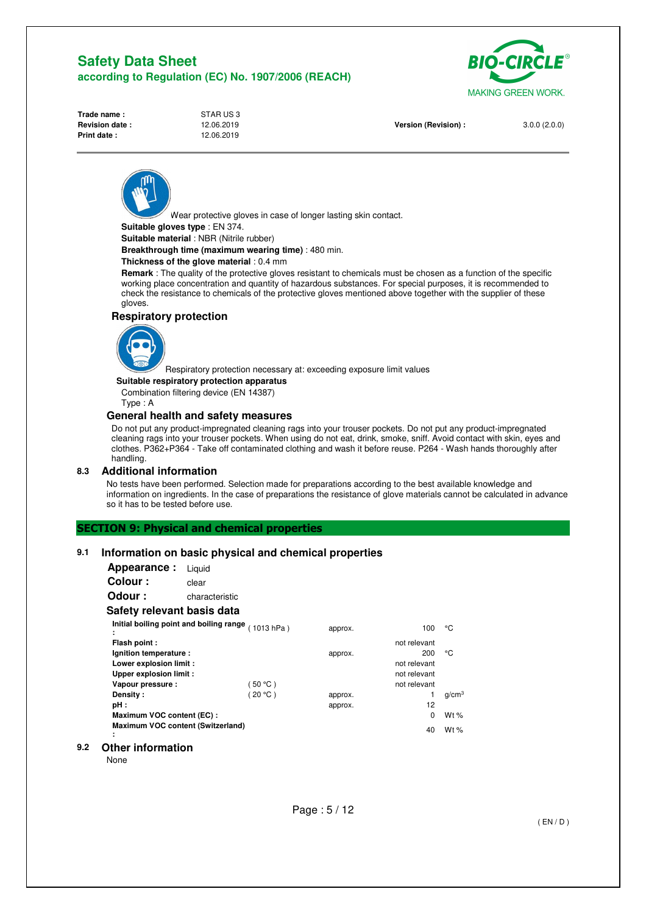Wear protective gloves in case of longer lasting skin contact.

**Suitable gloves type** : EN 374.

**Suitable material** : NBR (Nitrile rubber)

**Breakthrough time (maximum wearing time)** : 480 min.

**Thickness of the glove material** : 0.4 mm

**Remark** : The quality of the protective gloves resistant to chemicals must be chosen as a function of the specific working place concentration and quantity of hazardous substances. For special purposes, it is recommended to check the resistance to chemicals of the protective gloves mentioned above together with the supplier of these gloves.

### Respiratory protection

Respiratory protection necessary at: exceeding exposure limit values

**Suitable respiratory protection apparatus**

Combination filtering device (EN 14387)

Type : A

### General health and safety measures

Do not put any product-impregnated cleaning rags into your trouser pockets. Do not put any product-impregnated cleaning rags into your trouser pockets. When using do not eat, drink, smoke, sniff. Avoid contact with skin, eyes and clothes. P362+P364 - Take off contaminated clothing and wash it before reuse. P264 - Wash hands thoroughly after handling.

## 8.3 Additional information

No tests have been performed. Selection made for preparations according to the best available knowledge and information on ingredients. In the case of preparations the resistance of glove materials cannot be calculated in advance so it has to be tested before use.

# SECTION 9: Physical and chemical properties

## 9.1 Information on basic physical and chemical properties

**Appearance :** Liquid

**Colour :** clear

**Odour :** characteristic

### Safety relevant basis data

| Property | Condition | | Value | Unit |
|---|---|---|---|---|
| **Initial boiling point and boiling range :** | ( 1013 hPa ) | approx. | 100 | °C |
| **Flash point :** | | | not relevant | |
| **Ignition temperature :** | | approx. | 200 | °C |
| **Lower explosion limit :** | | | not relevant | |
| **Upper explosion limit :** | | | not relevant | |
| **Vapour pressure :** | ( 50 °C ) | | not relevant | |
| **Density :** | ( 20 °C ) | approx. | 1 | g/cm³ |
| **pH :** | | approx. | 12 | |
| **Maximum VOC content (EC) :** | | | 0 | Wt % |
| **Maximum VOC content (Switzerland) :** | | | 40 | Wt % |

## 9.2 Other information

None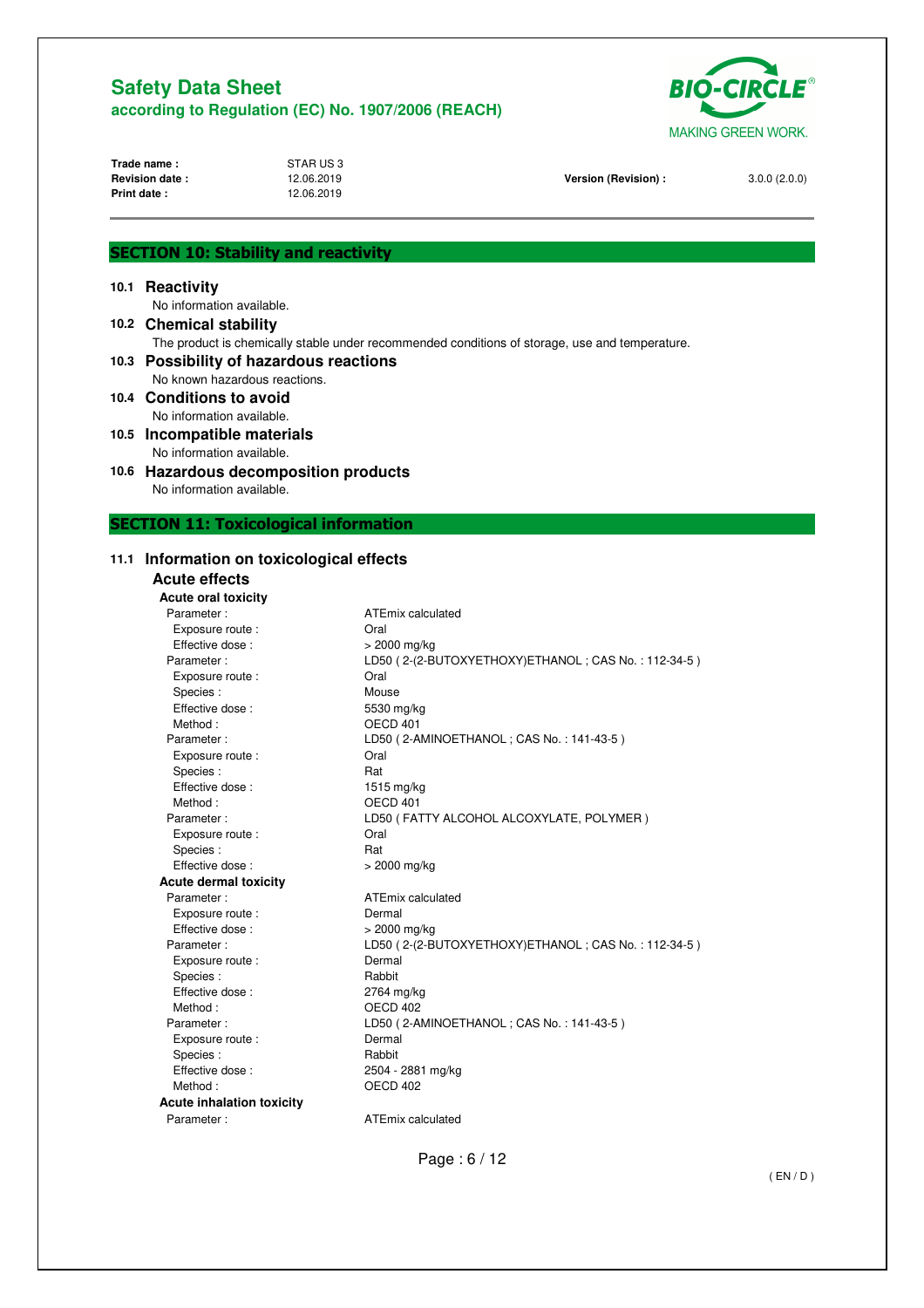## SECTION 10: Stability and reactivity

### 10.1 Reactivity

No information available.

### 10.2 Chemical stability

The product is chemically stable under recommended conditions of storage, use and temperature.

### 10.3 Possibility of hazardous reactions

No known hazardous reactions.

### 10.4 Conditions to avoid

No information available.

### 10.5 Incompatible materials

No information available.

### 10.6 Hazardous decomposition products

No information available.

## SECTION 11: Toxicological information

### 11.1 Information on toxicological effects

#### Acute effects

**Acute oral toxicity**

| | |
|---|---|
| Parameter : | ATEmix calculated |
| Exposure route : | Oral |
| Effective dose : | > 2000 mg/kg |
| Parameter : | LD50 ( 2-(2-BUTOXYETHOXY)ETHANOL ; CAS No. : 112-34-5 ) |
| Exposure route : | Oral |
| Species : | Mouse |
| Effective dose : | 5530 mg/kg |
| Method : | OECD 401 |
| Parameter : | LD50 ( 2-AMINOETHANOL ; CAS No. : 141-43-5 ) |
| Exposure route : | Oral |
| Species : | Rat |
| Effective dose : | 1515 mg/kg |
| Method : | OECD 401 |
| Parameter : | LD50 ( FATTY ALCOHOL ALCOXYLATE, POLYMER ) |
| Exposure route : | Oral |
| Species : | Rat |
| Effective dose : | > 2000 mg/kg |

**Acute dermal toxicity**

| | |
|---|---|
| Parameter : | ATEmix calculated |
| Exposure route : | Dermal |
| Effective dose : | > 2000 mg/kg |
| Parameter : | LD50 ( 2-(2-BUTOXYETHOXY)ETHANOL ; CAS No. : 112-34-5 ) |
| Exposure route : | Dermal |
| Species : | Rabbit |
| Effective dose : | 2764 mg/kg |
| Method : | OECD 402 |
| Parameter : | LD50 ( 2-AMINOETHANOL ; CAS No. : 141-43-5 ) |
| Exposure route : | Dermal |
| Species : | Rabbit |
| Effective dose : | 2504 - 2881 mg/kg |
| Method : | OECD 402 |

**Acute inhalation toxicity**

| | |
|---|---|
| Parameter : | ATEmix calculated |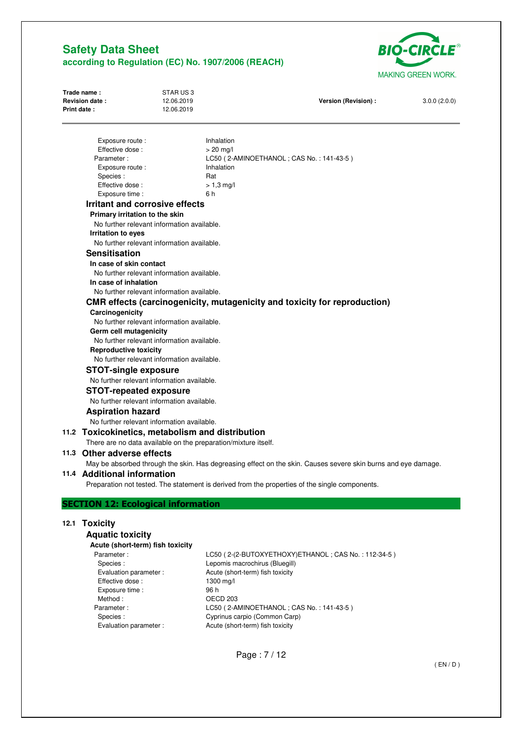Exposure route : Inhalation
Effective dose : > 20 mg/l

Parameter : LC50 ( 2-AMINOETHANOL ; CAS No. : 141-43-5 )
Exposure route : Inhalation
Species : Rat
Effective dose : > 1,3 mg/l
Exposure time : 6 h

### Irritant and corrosive effects

**Primary irritation to the skin**

No further relevant information available.

**Irritation to eyes**

No further relevant information available.

### Sensitisation

**In case of skin contact**

No further relevant information available.

**In case of inhalation**

No further relevant information available.

### CMR effects (carcinogenicity, mutagenicity and toxicity for reproduction)

**Carcinogenicity**

No further relevant information available.

**Germ cell mutagenicity**

No further relevant information available.

**Reproductive toxicity**

No further relevant information available.

### STOT-single exposure

No further relevant information available.

### STOT-repeated exposure

No further relevant information available.

### Aspiration hazard

No further relevant information available.

## 11.2 Toxicokinetics, metabolism and distribution

There are no data available on the preparation/mixture itself.

## 11.3 Other adverse effects

May be absorbed through the skin. Has degreasing effect on the skin. Causes severe skin burns and eye damage.

## 11.4 Additional information

Preparation not tested. The statement is derived from the properties of the single components.

# SECTION 12: Ecological information

## 12.1 Toxicity

### Aquatic toxicity

**Acute (short-term) fish toxicity**

Parameter : LC50 ( 2-(2-BUTOXYETHOXY)ETHANOL ; CAS No. : 112-34-5 )
Species : Lepomis macrochirus (Bluegill)
Evaluation parameter : Acute (short-term) fish toxicity
Effective dose : 1300 mg/l
Exposure time : 96 h
Method : OECD 203

Parameter : LC50 ( 2-AMINOETHANOL ; CAS No. : 141-43-5 )
Species : Cyprinus carpio (Common Carp)
Evaluation parameter : Acute (short-term) fish toxicity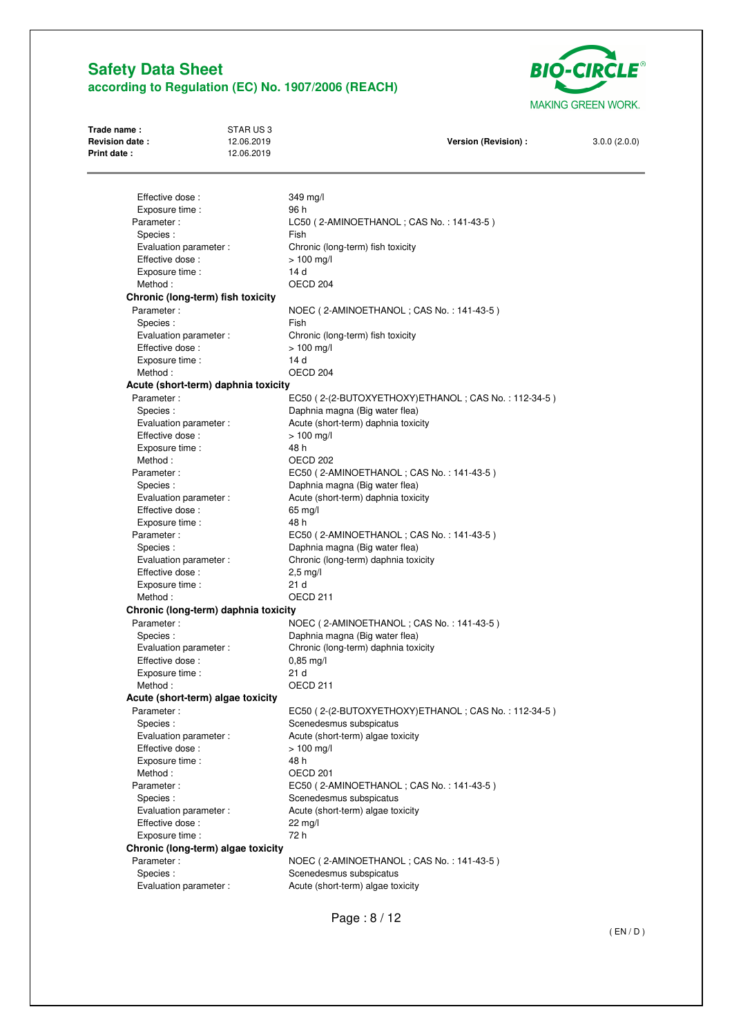Effective dose : 349 mg/l
Exposure time : 96 h

Parameter : LC50 ( 2-AMINOETHANOL ; CAS No. : 141-43-5 )
Species : Fish
Evaluation parameter : Chronic (long-term) fish toxicity
Effective dose : > 100 mg/l
Exposure time : 14 d
Method : OECD 204

**Chronic (long-term) fish toxicity**

Parameter : NOEC ( 2-AMINOETHANOL ; CAS No. : 141-43-5 )
Species : Fish
Evaluation parameter : Chronic (long-term) fish toxicity
Effective dose : > 100 mg/l
Exposure time : 14 d
Method : OECD 204

**Acute (short-term) daphnia toxicity**

Parameter : EC50 ( 2-(2-BUTOXYETHOXY)ETHANOL ; CAS No. : 112-34-5 )
Species : Daphnia magna (Big water flea)
Evaluation parameter : Acute (short-term) daphnia toxicity
Effective dose : > 100 mg/l
Exposure time : 48 h
Method : OECD 202

Parameter : EC50 ( 2-AMINOETHANOL ; CAS No. : 141-43-5 )
Species : Daphnia magna (Big water flea)
Evaluation parameter : Acute (short-term) daphnia toxicity
Effective dose : 65 mg/l
Exposure time : 48 h

Parameter : EC50 ( 2-AMINOETHANOL ; CAS No. : 141-43-5 )
Species : Daphnia magna (Big water flea)
Evaluation parameter : Chronic (long-term) daphnia toxicity
Effective dose : 2,5 mg/l
Exposure time : 21 d
Method : OECD 211

**Chronic (long-term) daphnia toxicity**

Parameter : NOEC ( 2-AMINOETHANOL ; CAS No. : 141-43-5 )
Species : Daphnia magna (Big water flea)
Evaluation parameter : Chronic (long-term) daphnia toxicity
Effective dose : 0,85 mg/l
Exposure time : 21 d
Method : OECD 211

**Acute (short-term) algae toxicity**

Parameter : EC50 ( 2-(2-BUTOXYETHOXY)ETHANOL ; CAS No. : 112-34-5 )
Species : Scenedesmus subspicatus
Evaluation parameter : Acute (short-term) algae toxicity
Effective dose : > 100 mg/l
Exposure time : 48 h
Method : OECD 201

Parameter : EC50 ( 2-AMINOETHANOL ; CAS No. : 141-43-5 )
Species : Scenedesmus subspicatus
Evaluation parameter : Acute (short-term) algae toxicity
Effective dose : 22 mg/l
Exposure time : 72 h

**Chronic (long-term) algae toxicity**

Parameter : NOEC ( 2-AMINOETHANOL ; CAS No. : 141-43-5 )
Species : Scenedesmus subspicatus
Evaluation parameter : Acute (short-term) algae toxicity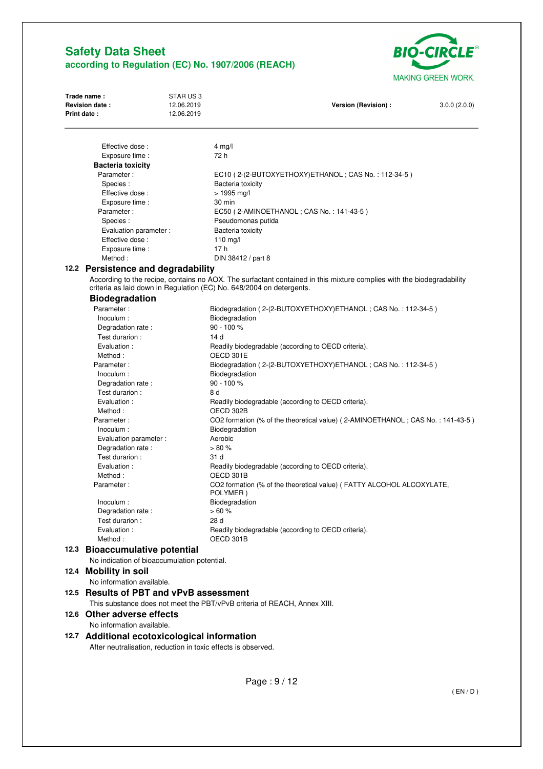| | |
|---|---|
| Effective dose : | 4 mg/l |
| Exposure time : | 72 h |

**Bacteria toxicity**

| | |
|---|---|
| Parameter : | EC10 ( 2-(2-BUTOXYETHOXY)ETHANOL ; CAS No. : 112-34-5 ) |
| Species : | Bacteria toxicity |
| Effective dose : | > 1995 mg/l |
| Exposure time : | 30 min |
| Parameter : | EC50 ( 2-AMINOETHANOL ; CAS No. : 141-43-5 ) |
| Species : | Pseudomonas putida |
| Evaluation parameter : | Bacteria toxicity |
| Effective dose : | 110 mg/l |
| Exposure time : | 17 h |
| Method : | DIN 38412 / part 8 |

## 12.2 Persistence and degradability

According to the recipe, contains no AOX. The surfactant contained in this mixture complies with the biodegradability criteria as laid down in Regulation (EC) No. 648/2004 on detergents.

### Biodegradation

| | |
|---|---|
| Parameter : | Biodegradation ( 2-(2-BUTOXYETHOXY)ETHANOL ; CAS No. : 112-34-5 ) |
| Inoculum : | Biodegradation |
| Degradation rate : | 90 - 100 % |
| Test durarion : | 14 d |
| Evaluation : | Readily biodegradable (according to OECD criteria). |
| Method : | OECD 301E |
| Parameter : | Biodegradation ( 2-(2-BUTOXYETHOXY)ETHANOL ; CAS No. : 112-34-5 ) |
| Inoculum : | Biodegradation |
| Degradation rate : | 90 - 100 % |
| Test durarion : | 8 d |
| Evaluation : | Readily biodegradable (according to OECD criteria). |
| Method : | OECD 302B |
| Parameter : | $CO_2$ formation (% of the theoretical value) ( 2-AMINOETHANOL ; CAS No. : 141-43-5 ) |
| Inoculum : | Biodegradation |
| Evaluation parameter : | Aerobic |
| Degradation rate : | > 80 % |
| Test durarion : | 31 d |
| Evaluation : | Readily biodegradable (according to OECD criteria). |
| Method : | OECD 301B |
| Parameter : | $CO_2$ formation (% of the theoretical value) ( FATTY ALCOHOL ALCOXYLATE, POLYMER ) |
| Inoculum : | Biodegradation |
| Degradation rate : | > 60 % |
| Test durarion : | 28 d |
| Evaluation : | Readily biodegradable (according to OECD criteria). |
| Method : | OECD 301B |

## 12.3 Bioaccumulative potential

No indication of bioaccumulation potential.

## 12.4 Mobility in soil

No information available.

## 12.5 Results of PBT and vPvB assessment

This substance does not meet the PBT/vPvB criteria of REACH, Annex XIII.

## 12.6 Other adverse effects

No information available.

## 12.7 Additional ecotoxicological information

After neutralisation, reduction in toxic effects is observed.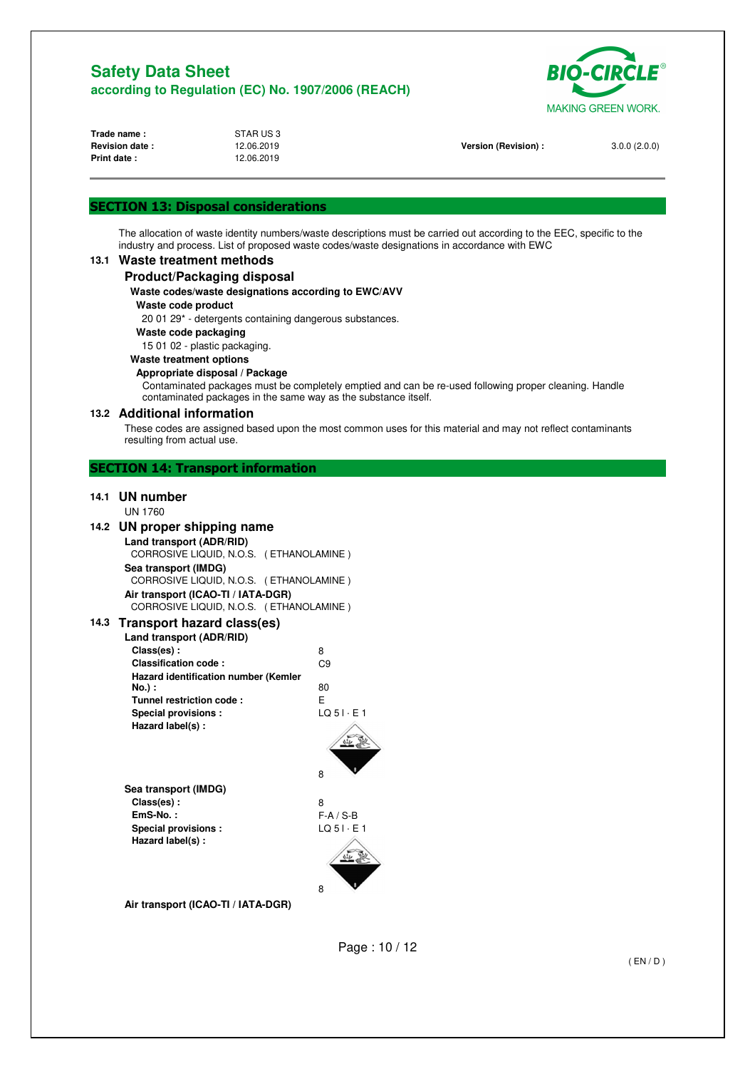## SECTION 13: Disposal considerations

The allocation of waste identity numbers/waste descriptions must be carried out according to the EEC, specific to the industry and process. List of proposed waste codes/waste designations in accordance with EWC

### 13.1 Waste treatment methods

#### Product/Packaging disposal

**Waste codes/waste designations according to EWC/AVV**

**Waste code product**

20 01 29* - detergents containing dangerous substances.

**Waste code packaging**

15 01 02 - plastic packaging.

**Waste treatment options**

**Appropriate disposal / Package**

Contaminated packages must be completely emptied and can be re-used following proper cleaning. Handle contaminated packages in the same way as the substance itself.

### 13.2 Additional information

These codes are assigned based upon the most common uses for this material and may not reflect contaminants resulting from actual use.

## SECTION 14: Transport information

### 14.1 UN number

UN 1760

### 14.2 UN proper shipping name

**Land transport (ADR/RID)**

CORROSIVE LIQUID, N.O.S. ( ETHANOLAMINE )

**Sea transport (IMDG)**

CORROSIVE LIQUID, N.O.S. ( ETHANOLAMINE )

**Air transport (ICAO-TI / IATA-DGR)**

CORROSIVE LIQUID, N.O.S. ( ETHANOLAMINE )

### 14.3 Transport hazard class(es)

**Land transport (ADR/RID)**

| | |
|---|---|
| **Class(es) :** | 8 |
| **Classification code :** | C9 |
| **Hazard identification number (Kemler No.) :** | 80 |
| **Tunnel restriction code :** | E |
| **Special provisions :** | LQ 5 l · E 1 |
| **Hazard label(s) :** | 8 |

**Sea transport (IMDG)**

| | |
|---|---|
| **Class(es) :** | 8 |
| **EmS-No. :** | F-A / S-B |
| **Special provisions :** | LQ 5 l · E 1 |
| **Hazard label(s) :** | 8 |

**Air transport (ICAO-TI / IATA-DGR)**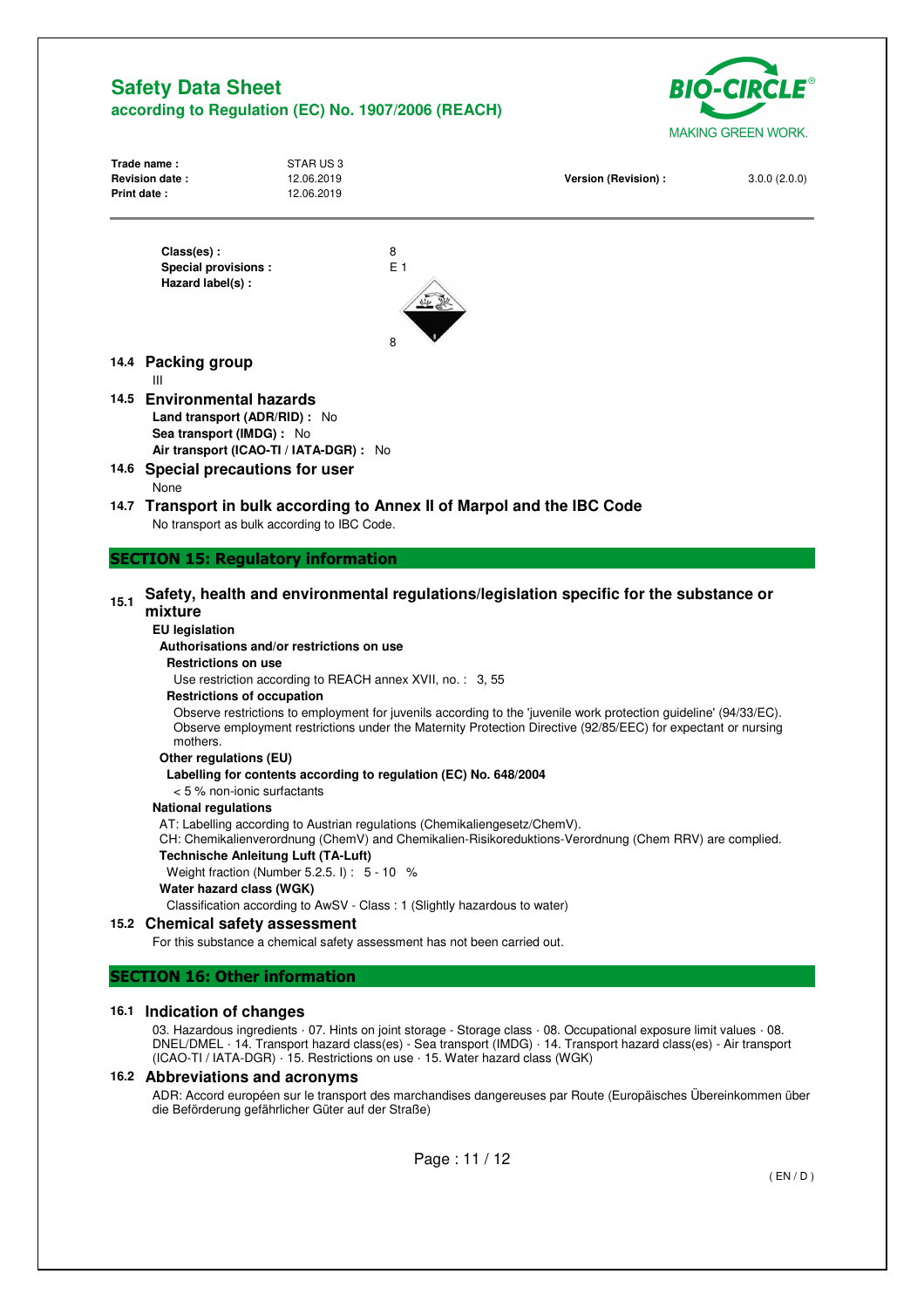Class(es) : 8
Special provisions : E 1
Hazard label(s) :

8

## 14.4 Packing group

III

## 14.5 Environmental hazards

**Land transport (ADR/RID) :** No
**Sea transport (IMDG) :** No
**Air transport (ICAO-TI / IATA-DGR) :** No

## 14.6 Special precautions for user

None

## 14.7 Transport in bulk according to Annex II of Marpol and the IBC Code

No transport as bulk according to IBC Code.

# SECTION 15: Regulatory information

## 15.1 Safety, health and environmental regulations/legislation specific for the substance or mixture

**EU legislation**

**Authorisations and/or restrictions on use**

**Restrictions on use**

Use restriction according to REACH annex XVII, no. : 3, 55

**Restrictions of occupation**

Observe restrictions to employment for juvenils according to the 'juvenile work protection guideline' (94/33/EC). Observe employment restrictions under the Maternity Protection Directive (92/85/EEC) for expectant or nursing mothers.

**Other regulations (EU)**

**Labelling for contents according to regulation (EC) No. 648/2004**

< 5 % non-ionic surfactants

**National regulations**

AT: Labelling according to Austrian regulations (Chemikaliengesetz/ChemV).
CH: Chemikalienverordnung (ChemV) and Chemikalien-Risikoreduktions-Verordnung (Chem RRV) are complied.

**Technische Anleitung Luft (TA-Luft)**

Weight fraction (Number 5.2.5. I) : 5 - 10 %

**Water hazard class (WGK)**

Classification according to AwSV - Class : 1 (Slightly hazardous to water)

## 15.2 Chemical safety assessment

For this substance a chemical safety assessment has not been carried out.

# SECTION 16: Other information

## 16.1 Indication of changes

03. Hazardous ingredients · 07. Hints on joint storage - Storage class · 08. Occupational exposure limit values · 08. DNEL/DMEL · 14. Transport hazard class(es) - Sea transport (IMDG) · 14. Transport hazard class(es) - Air transport (ICAO-TI / IATA-DGR) · 15. Restrictions on use · 15. Water hazard class (WGK)

## 16.2 Abbreviations and acronyms

ADR: Accord européen sur le transport des marchandises dangereuses par Route (Europäisches Übereinkommen über die Beförderung gefährlicher Güter auf der Straße)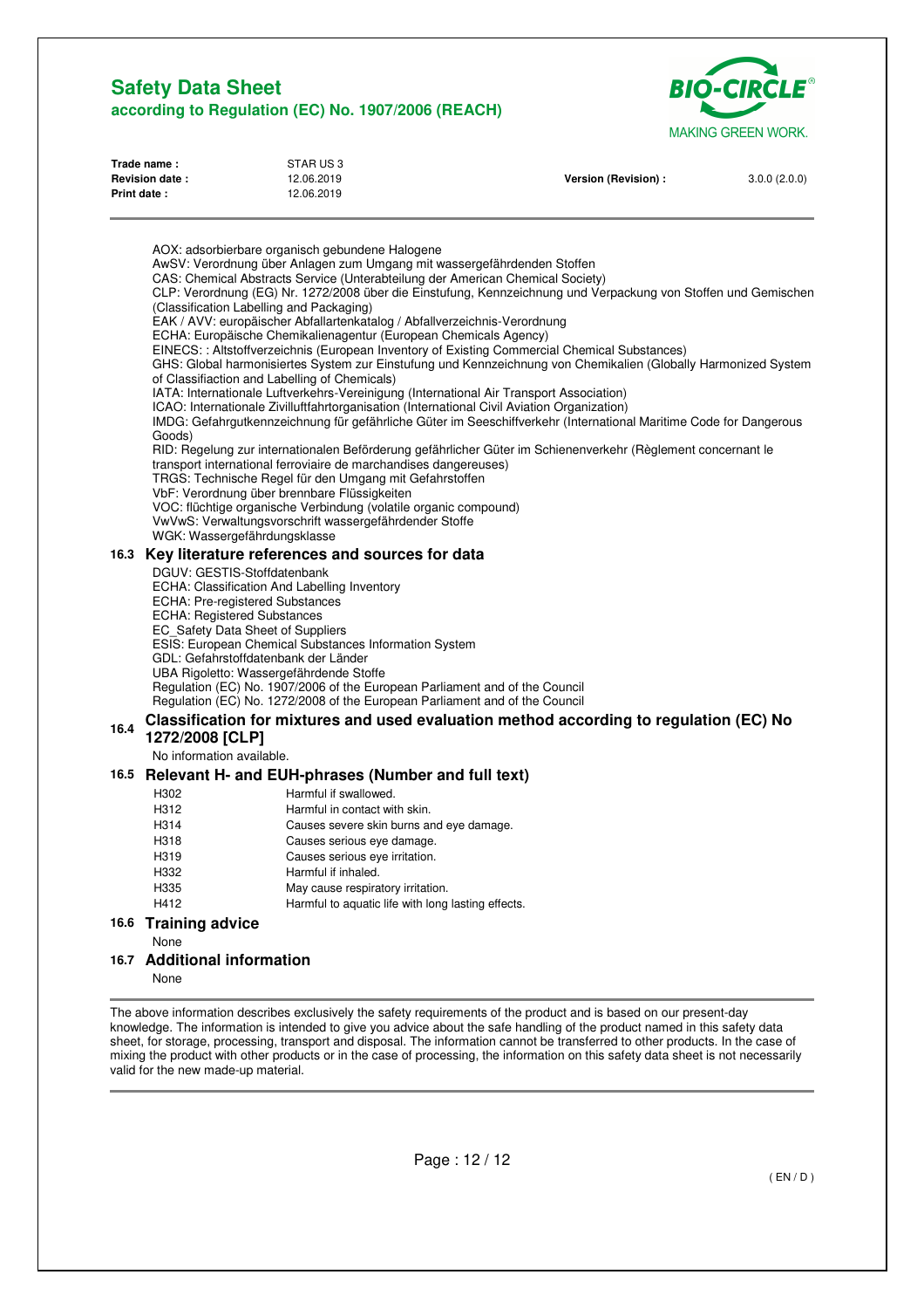AOX: adsorbierbare organisch gebundene Halogene
AwSV: Verordnung über Anlagen zum Umgang mit wassergefährdenden Stoffen
CAS: Chemical Abstracts Service (Unterabteilung der American Chemical Society)
CLP: Verordnung (EG) Nr. 1272/2008 über die Einstufung, Kennzeichnung und Verpackung von Stoffen und Gemischen (Classification Labelling and Packaging)
EAK / AVV: europäischer Abfallartenkatalog / Abfallverzeichnis-Verordnung
ECHA: Europäische Chemikalienagentur (European Chemicals Agency)
EINECS: : Altstoffverzeichnis (European Inventory of Existing Commercial Chemical Substances)
GHS: Global harmonisiertes System zur Einstufung und Kennzeichnung von Chemikalien (Globally Harmonized System of Classifiaction and Labelling of Chemicals)
IATA: Internationale Luftverkehrs-Vereinigung (International Air Transport Association)
ICAO: Internationale Zivilluftfahrtorganisation (International Civil Aviation Organization)
IMDG: Gefahrgutkennzeichnung für gefährliche Güter im Seeschiffverkehr (International Maritime Code for Dangerous Goods)
RID: Regelung zur internationalen Beförderung gefährlicher Güter im Schienenverkehr (Règlement concernant le transport international ferroviaire de marchandises dangereuses)
TRGS: Technische Regel für den Umgang mit Gefahrstoffen
VbF: Verordnung über brennbare Flüssigkeiten
VOC: flüchtige organische Verbindung (volatile organic compound)
VwVwS: Verwaltungsvorschrift wassergefährdender Stoffe
WGK: Wassergefährdungsklasse

## 16.3 Key literature references and sources for data

DGUV: GESTIS-Stoffdatenbank
ECHA: Classification And Labelling Inventory
ECHA: Pre-registered Substances
ECHA: Registered Substances
EC_Safety Data Sheet of Suppliers
ESIS: European Chemical Substances Information System
GDL: Gefahrstoffdatenbank der Länder
UBA Rigoletto: Wassergefährdende Stoffe
Regulation (EC) No. 1907/2006 of the European Parliament and of the Council
Regulation (EC) No. 1272/2008 of the European Parliament and of the Council

## 16.4 Classification for mixtures and used evaluation method according to regulation (EC) No 1272/2008 [CLP]

No information available.

## 16.5 Relevant H- and EUH-phrases (Number and full text)

| | |
|---|---|
| H302 | Harmful if swallowed. |
| H312 | Harmful in contact with skin. |
| H314 | Causes severe skin burns and eye damage. |
| H318 | Causes serious eye damage. |
| H319 | Causes serious eye irritation. |
| H332 | Harmful if inhaled. |
| H335 | May cause respiratory irritation. |
| H412 | Harmful to aquatic life with long lasting effects. |

## 16.6 Training advice

None

## 16.7 Additional information

None

The above information describes exclusively the safety requirements of the product and is based on our present-day knowledge. The information is intended to give you advice about the safe handling of the product named in this safety data sheet, for storage, processing, transport and disposal. The information cannot be transferred to other products. In the case of mixing the product with other products or in the case of processing, the information on this safety data sheet is not necessarily valid for the new made-up material.